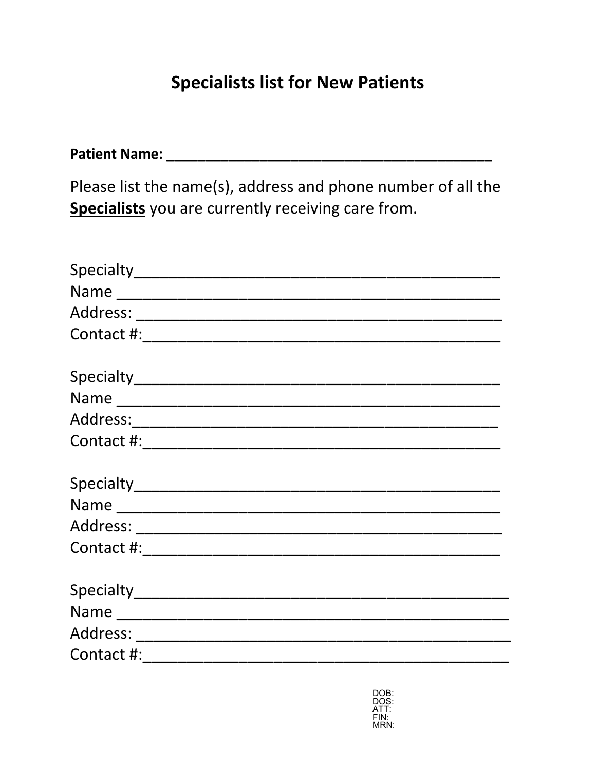# Specialists list for New Patients

**Patient Name: ____________________________________________**

Please list the name(s), address and phone number of all the **Specialists** you are currently receiving care from.

Specialty_____________________________________________
Name _______________________________________________
Address: _____________________________________________
Contact #:____________________________________________

Specialty_____________________________________________
Name _______________________________________________
Address:_____________________________________________
Contact #:____________________________________________

Specialty_____________________________________________
Name _______________________________________________
Address: _____________________________________________
Contact #:____________________________________________

Specialty_____________________________________________
Name _______________________________________________
Address: _____________________________________________
Contact #:____________________________________________

DOB:
DOS:
ATT:
FIN:
MRN: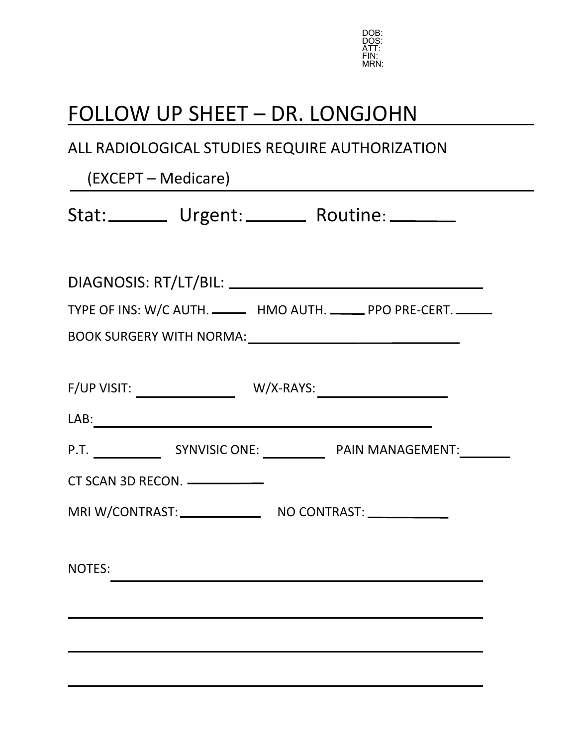DOB:
DOS:
ATT:
FIN:
MRN:

# FOLLOW UP SHEET – DR. LONGJOHN

ALL RADIOLOGICAL STUDIES REQUIRE AUTHORIZATION

(EXCEPT – Medicare)

Stat: ________ Urgent: ________ Routine: ________

DIAGNOSIS: RT/LT/BIL: ________________________________________

TYPE OF INS: W/C AUTH. ______ HMO AUTH. ______ PPO PRE-CERT. ______

BOOK SURGERY WITH NORMA: ______________________________

F/UP VISIT: ______________ W/X-RAYS: ______________

LAB: ________________________________________________

P.T. __________ SYNVISIC ONE: __________ PAIN MANAGEMENT: ________

CT SCAN 3D RECON. __________

MRI W/CONTRAST: ____________ NO CONTRAST: ____________

NOTES: ________________________________________________

______________________________________________________

______________________________________________________

______________________________________________________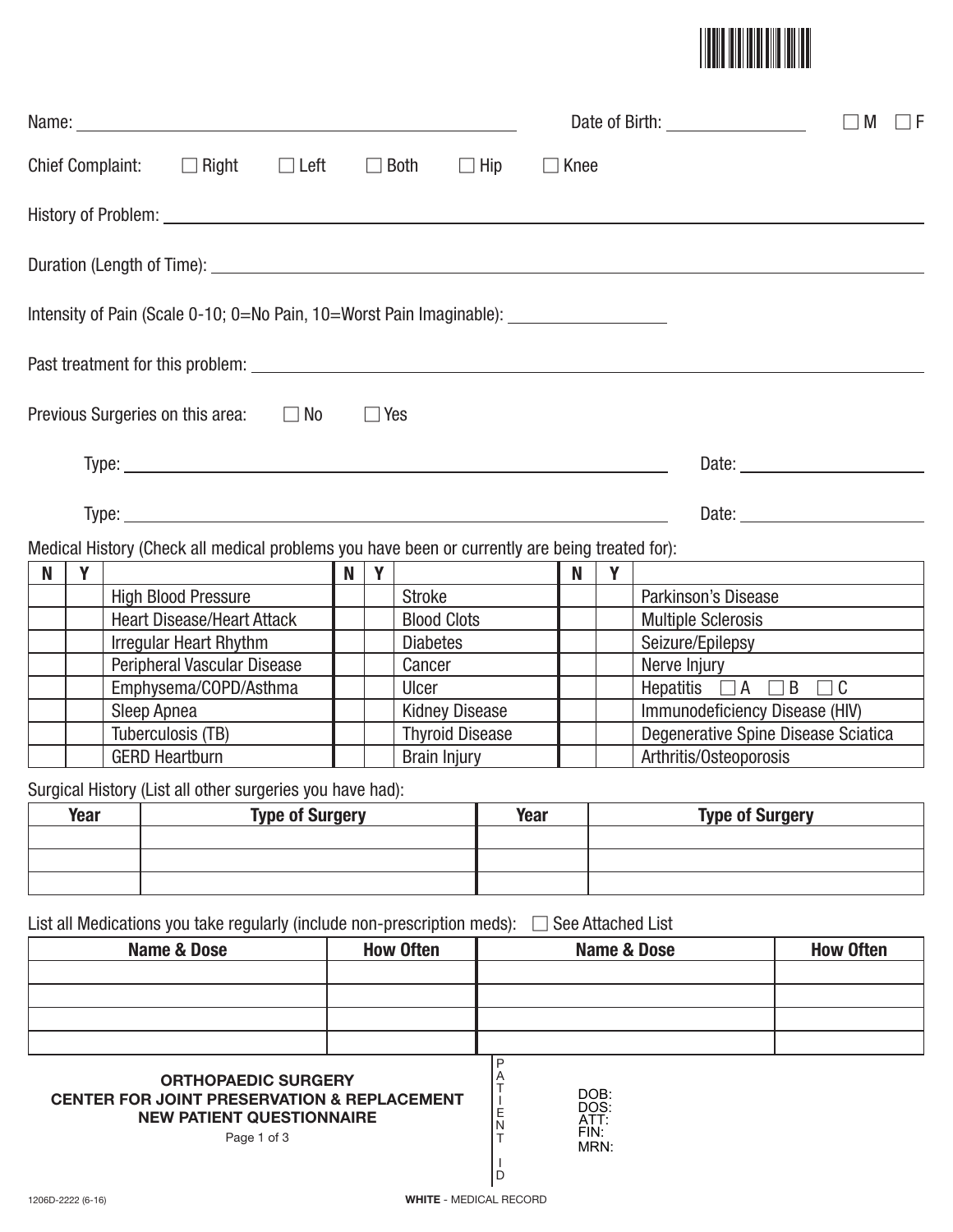Name: ______________________________ Date of Birth: ______________ ☐ M ☐ F

Chief Complaint: ☐ Right ☐ Left ☐ Both ☐ Hip ☐ Knee

History of Problem: ______________________________

Duration (Length of Time): ______________________________

Intensity of Pain (Scale 0-10; 0=No Pain, 10=Worst Pain Imaginable): ______________

Past treatment for this problem: ______________________________

Previous Surgeries on this area: ☐ No ☐ Yes

Type: ______________________________ Date: ______________

Type: ______________________________ Date: ______________

Medical History (Check all medical problems you have been or currently are being treated for):

| N | Y | | N | Y | | N | Y | |
|---|---|---|---|---|---|---|---|---|
| | | High Blood Pressure | | | Stroke | | | Parkinson's Disease |
| | | Heart Disease/Heart Attack | | | Blood Clots | | | Multiple Sclerosis |
| | | Irregular Heart Rhythm | | | Diabetes | | | Seizure/Epilepsy |
| | | Peripheral Vascular Disease | | | Cancer | | | Nerve Injury |
| | | Emphysema/COPD/Asthma | | | Ulcer | | | Hepatitis ☐ A ☐ B ☐ C |
| | | Sleep Apnea | | | Kidney Disease | | | Immunodeficiency Disease (HIV) |
| | | Tuberculosis (TB) | | | Thyroid Disease | | | Degenerative Spine Disease Sciatica |
| | | GERD Heartburn | | | Brain Injury | | | Arthritis/Osteoporosis |

Surgical History (List all other surgeries you have had):

| Year | Type of Surgery | Year | Type of Surgery |
|---|---|---|---|
| | | | |
| | | | |
| | | | |

List all Medications you take regularly (include non-prescription meds): ☐ See Attached List

| Name & Dose | How Often | Name & Dose | How Often |
|---|---|---|---|
| | | | |
| | | | |
| | | | |
| | | | |

**ORTHOPAEDIC SURGERY**
**CENTER FOR JOINT PRESERVATION & REPLACEMENT**
**NEW PATIENT QUESTIONNAIRE**

Page 1 of 3

PATIENT ID

DOB:
DOS:
ATT:
FIN:
MRN:

1206D-2222 (6-16)

**WHITE** - MEDICAL RECORD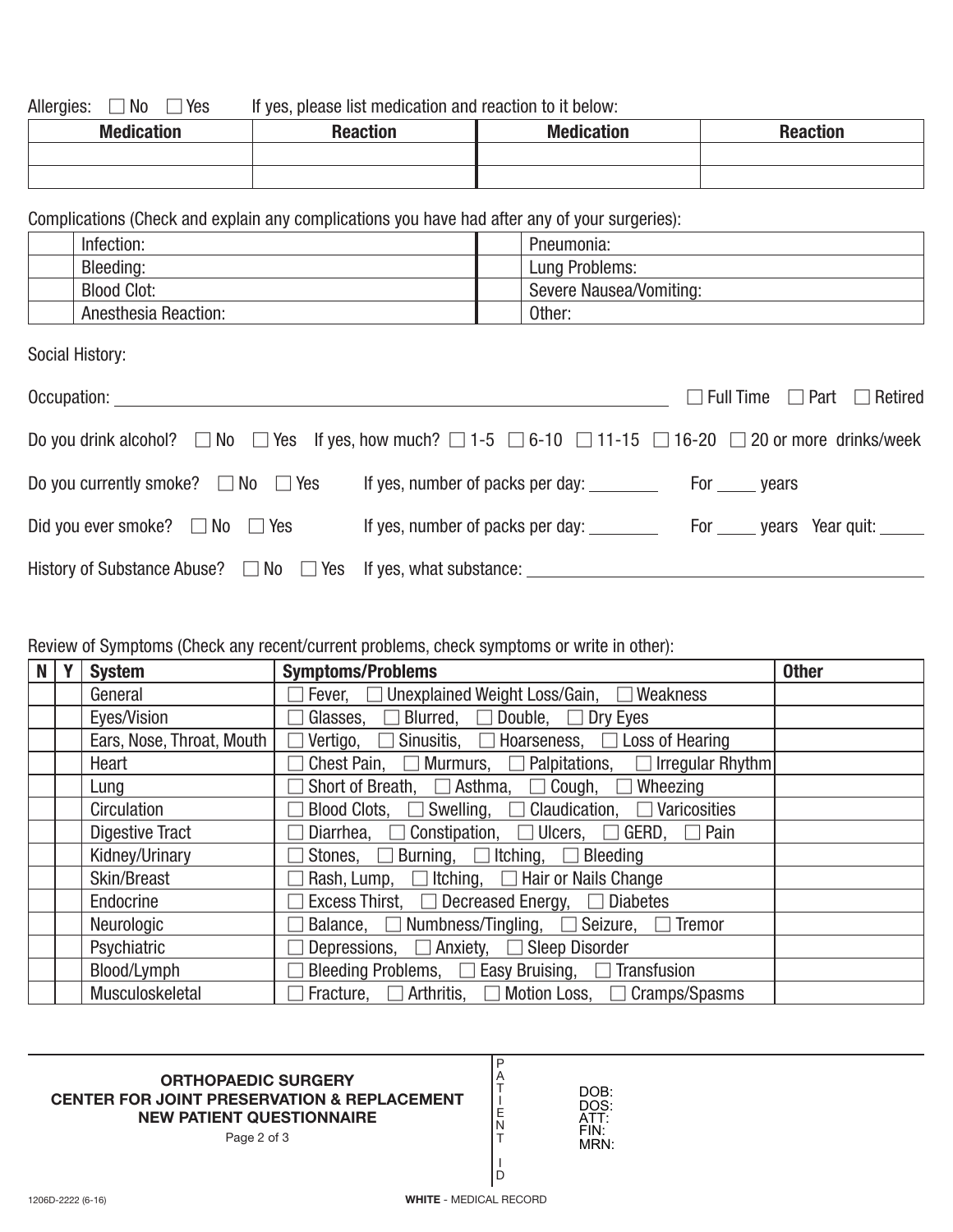Allergies: ☐ No ☐ Yes  If yes, please list medication and reaction to it below:

| Medication | Reaction | Medication | Reaction |
|---|---|---|---|
| | | | |
| | | | |

Complications (Check and explain any complications you have had after any of your surgeries):

| | | | |
|---|---|---|---|
| | Infection: | | Pneumonia: |
| | Bleeding: | | Lung Problems: |
| | Blood Clot: | | Severe Nausea/Vomiting: |
| | Anesthesia Reaction: | | Other: |

Social History:

Occupation: ______________________________ ☐ Full Time ☐ Part ☐ Retired

Do you drink alcohol? ☐ No ☐ Yes If yes, how much? ☐ 1-5 ☐ 6-10 ☐ 11-15 ☐ 16-20 ☐ 20 or more drinks/week

Do you currently smoke? ☐ No ☐ Yes  If yes, number of packs per day: ________ For _____ years

Did you ever smoke? ☐ No ☐ Yes  If yes, number of packs per day: ________ For _____ years Year quit: _____

History of Substance Abuse? ☐ No ☐ Yes If yes, what substance: ______________________________

Review of Symptoms (Check any recent/current problems, check symptoms or write in other):

| N | Y | System | Symptoms/Problems | Other |
|---|---|---|---|---|
| | | General | ☐ Fever, ☐ Unexplained Weight Loss/Gain, ☐ Weakness | |
| | | Eyes/Vision | ☐ Glasses, ☐ Blurred, ☐ Double, ☐ Dry Eyes | |
| | | Ears, Nose, Throat, Mouth | ☐ Vertigo, ☐ Sinusitis, ☐ Hoarseness, ☐ Loss of Hearing | |
| | | Heart | ☐ Chest Pain, ☐ Murmurs, ☐ Palpitations, ☐ Irregular Rhythm | |
| | | Lung | ☐ Short of Breath, ☐ Asthma, ☐ Cough, ☐ Wheezing | |
| | | Circulation | ☐ Blood Clots, ☐ Swelling, ☐ Claudication, ☐ Varicosities | |
| | | Digestive Tract | ☐ Diarrhea, ☐ Constipation, ☐ Ulcers, ☐ GERD, ☐ Pain | |
| | | Kidney/Urinary | ☐ Stones, ☐ Burning, ☐ Itching, ☐ Bleeding | |
| | | Skin/Breast | ☐ Rash, Lump, ☐ Itching, ☐ Hair or Nails Change | |
| | | Endocrine | ☐ Excess Thirst, ☐ Decreased Energy, ☐ Diabetes | |
| | | Neurologic | ☐ Balance, ☐ Numbness/Tingling, ☐ Seizure, ☐ Tremor | |
| | | Psychiatric | ☐ Depressions, ☐ Anxiety, ☐ Sleep Disorder | |
| | | Blood/Lymph | ☐ Bleeding Problems, ☐ Easy Bruising, ☐ Transfusion | |
| | | Musculoskeletal | ☐ Fracture, ☐ Arthritis, ☐ Motion Loss, ☐ Cramps/Spasms | |

**ORTHOPAEDIC SURGERY**
**CENTER FOR JOINT PRESERVATION & REPLACEMENT**
**NEW PATIENT QUESTIONNAIRE**

PATIENT ID

DOB:
DOS:
ATT:
FIN:
MRN:

1206D-2222 (6-16)

**WHITE** - MEDICAL RECORD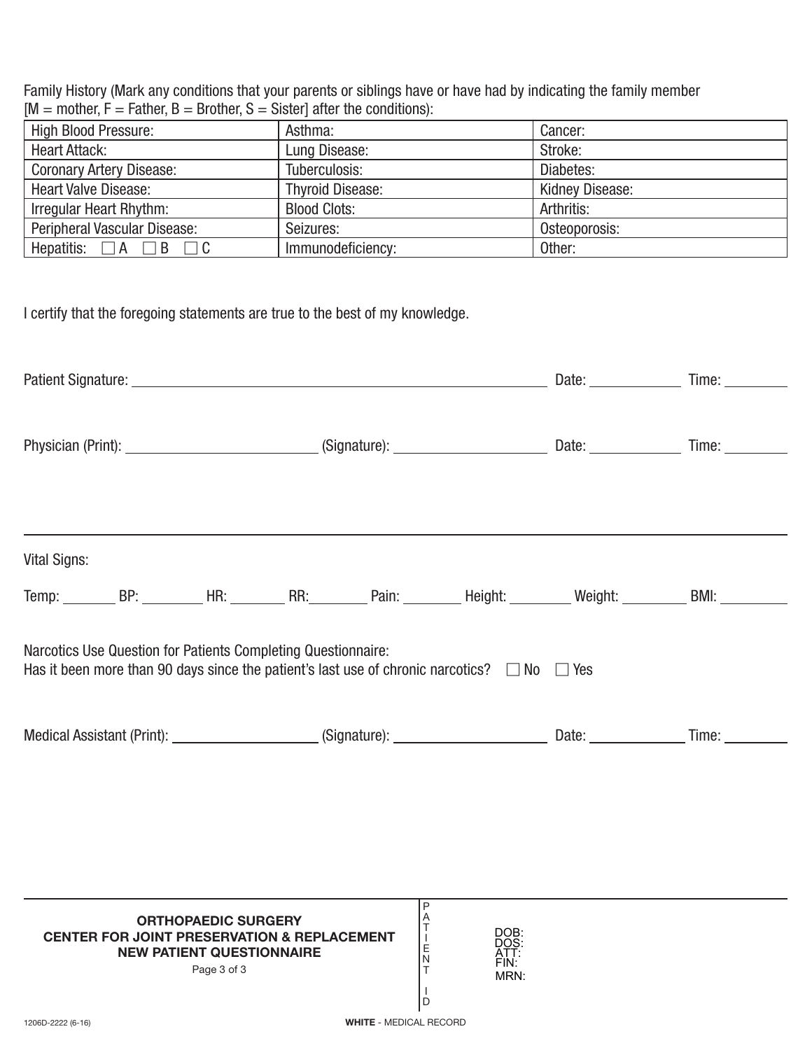Family History (Mark any conditions that your parents or siblings have or have had by indicating the family member [M = mother, F = Father, B = Brother, S = Sister] after the conditions):

| High Blood Pressure: | Asthma: | Cancer: |
|---|---|---|
| Heart Attack: | Lung Disease: | Stroke: |
| Coronary Artery Disease: | Tuberculosis: | Diabetes: |
| Heart Valve Disease: | Thyroid Disease: | Kidney Disease: |
| Irregular Heart Rhythm: | Blood Clots: | Arthritis: |
| Peripheral Vascular Disease: | Seizures: | Osteoporosis: |
| Hepatitis: ☐ A ☐ B ☐ C | Immunodeficiency: | Other: |

I certify that the foregoing statements are true to the best of my knowledge.

Patient Signature: ______________________________ Date: __________ Time: ________

Physician (Print): ____________________ (Signature): ____________________ Date: __________ Time: ________

---

Vital Signs:

Temp: ______ BP: ______ HR: ______ RR: ______ Pain: ______ Height: ______ Weight: ______ BMI: ______

Narcotics Use Question for Patients Completing Questionnaire:
Has it been more than 90 days since the patient's last use of chronic narcotics? ☐ No ☐ Yes

Medical Assistant (Print): ____________________ (Signature): ____________________ Date: __________ Time: ________

---

**ORTHOPAEDIC SURGERY**
**CENTER FOR JOINT PRESERVATION & REPLACEMENT**
**NEW PATIENT QUESTIONNAIRE**

PATIENT ID

DOB:
DOS:
ATT:
FIN:
MRN:

1206D-2222 (6-16)

**WHITE** - MEDICAL RECORD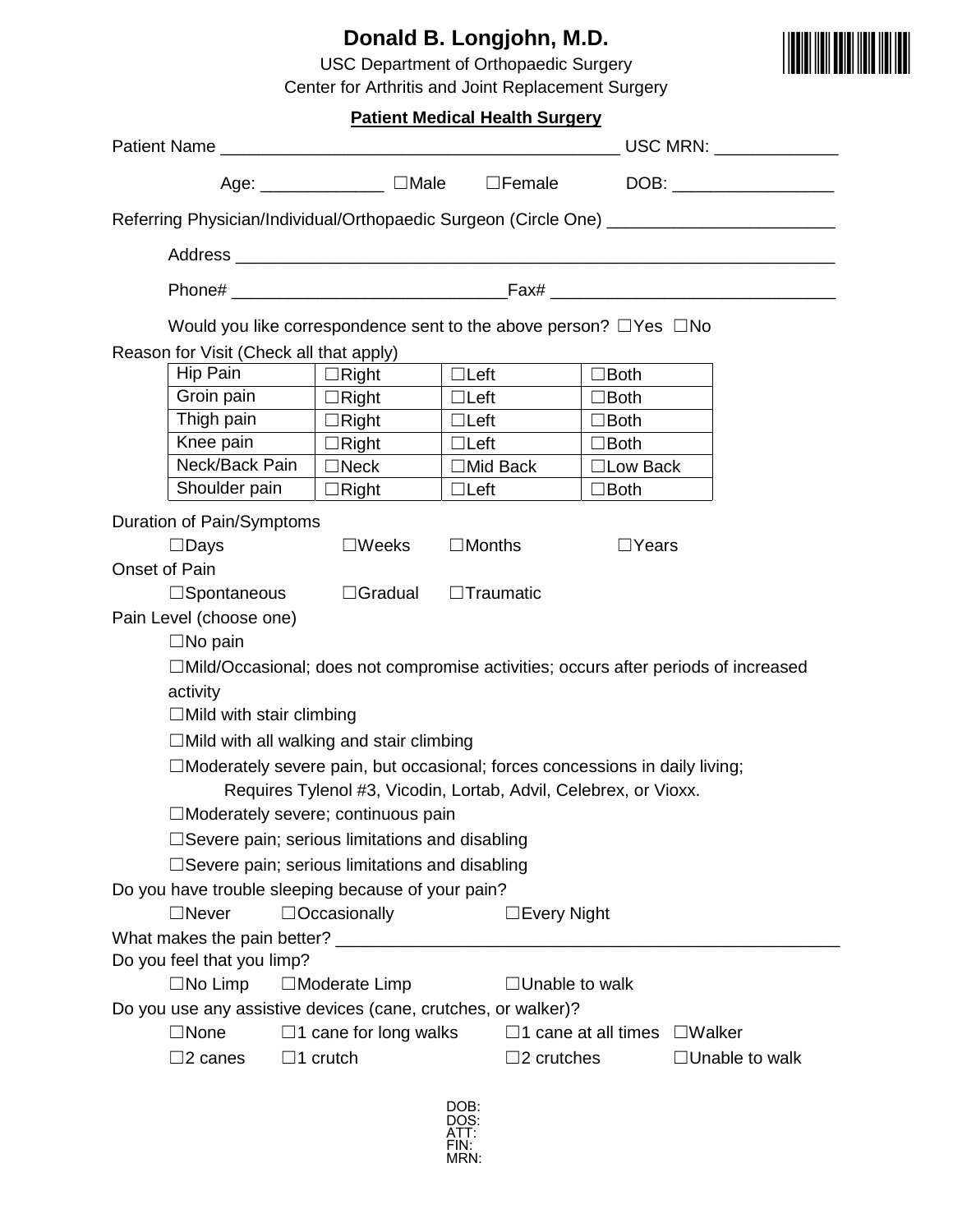# Donald B. Longjohn, M.D.

USC Department of Orthopaedic Surgery
Center for Arthritis and Joint Replacement Surgery

**Patient Medical Health Surgery**

Patient Name ________________________________________ USC MRN: ____________

Age: ____________ ☐Male ☐Female DOB: ________________

Referring Physician/Individual/Orthopaedic Surgeon (Circle One) ______________________

Address ____________________________________________________________

Phone# ___________________________Fax# ____________________________

Would you like correspondence sent to the above person? ☐Yes ☐No

Reason for Visit (Check all that apply)

| | | | |
|---|---|---|---|
| Hip Pain | ☐Right | ☐Left | ☐Both |
| Groin pain | ☐Right | ☐Left | ☐Both |
| Thigh pain | ☐Right | ☐Left | ☐Both |
| Knee pain | ☐Right | ☐Left | ☐Both |
| Neck/Back Pain | ☐Neck | ☐Mid Back | ☐Low Back |
| Shoulder pain | ☐Right | ☐Left | ☐Both |

Duration of Pain/Symptoms

☐Days ☐Weeks ☐Months ☐Years

Onset of Pain

☐Spontaneous ☐Gradual ☐Traumatic

Pain Level (choose one)

☐No pain

☐Mild/Occasional; does not compromise activities; occurs after periods of increased activity

☐Mild with stair climbing

☐Mild with all walking and stair climbing

☐Moderately severe pain, but occasional; forces concessions in daily living; Requires Tylenol #3, Vicodin, Lortab, Advil, Celebrex, or Vioxx.

☐Moderately severe; continuous pain

☐Severe pain; serious limitations and disabling

☐Severe pain; serious limitations and disabling

Do you have trouble sleeping because of your pain?

☐Never ☐Occasionally ☐Every Night

What makes the pain better? ____________________________________________________

Do you feel that you limp?

☐No Limp ☐Moderate Limp ☐Unable to walk

Do you use any assistive devices (cane, crutches, or walker)?

☐None ☐1 cane for long walks ☐1 cane at all times ☐Walker

☐2 canes ☐1 crutch ☐2 crutches ☐Unable to walk

DOB:
DOS:
ATT:
FIN:
MRN: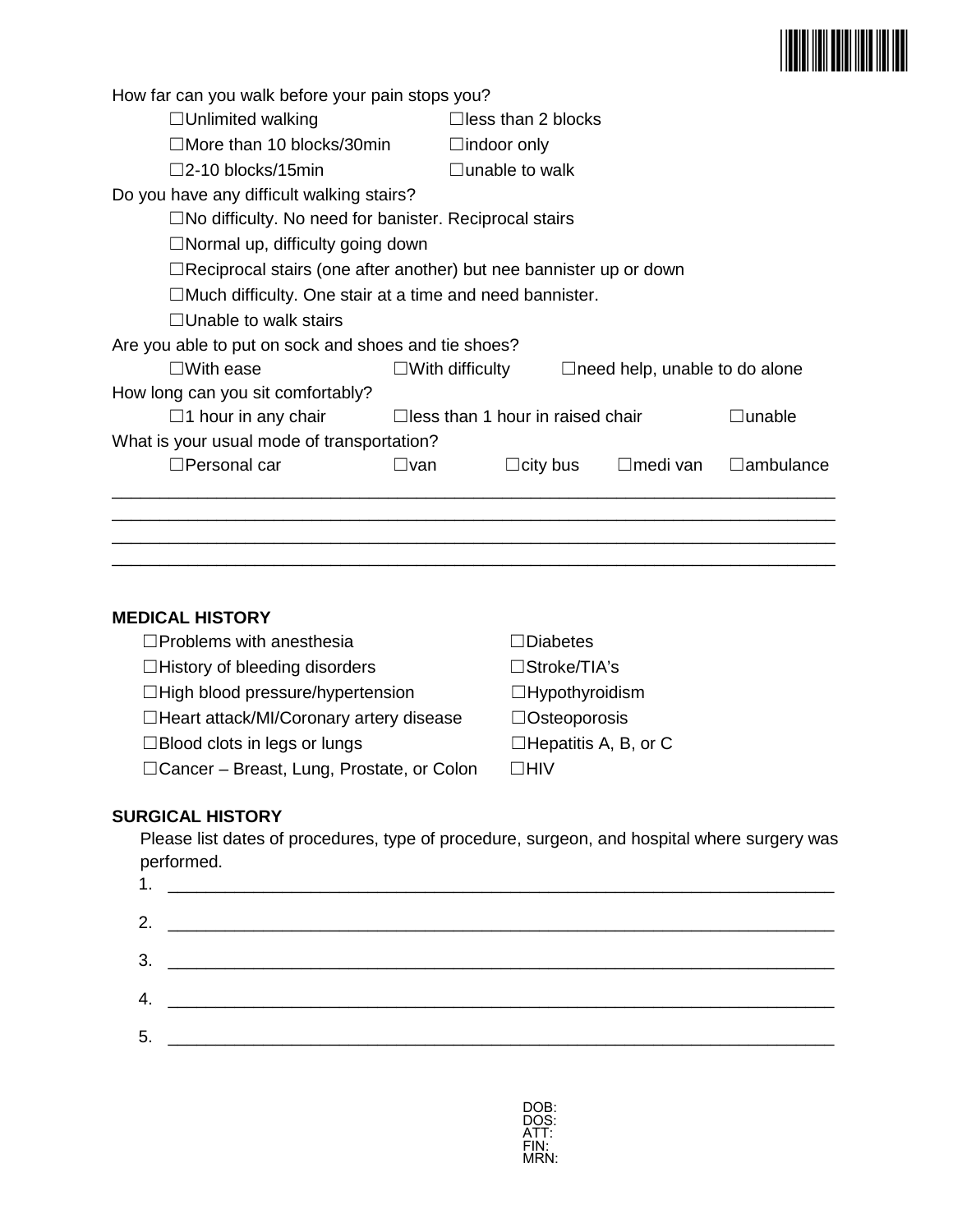How far can you walk before your pain stops you?

- ☐Unlimited walking
- ☐More than 10 blocks/30min
- ☐2-10 blocks/15min
- ☐less than 2 blocks
- ☐indoor only
- ☐unable to walk

Do you have any difficult walking stairs?

- ☐No difficulty. No need for banister. Reciprocal stairs
- ☐Normal up, difficulty going down
- ☐Reciprocal stairs (one after another) but nee bannister up or down
- ☐Much difficulty. One stair at a time and need bannister.
- ☐Unable to walk stairs

Are you able to put on sock and shoes and tie shoes?

- ☐With ease
- ☐With difficulty
- ☐need help, unable to do alone

How long can you sit comfortably?

- ☐1 hour in any chair
- ☐less than 1 hour in raised chair
- ☐unable

What is your usual mode of transportation?

- ☐Personal car
- ☐van
- ☐city bus
- ☐medi van
- ☐ambulance

___________________________________________________________________________

___________________________________________________________________________

___________________________________________________________________________

___________________________________________________________________________

**MEDICAL HISTORY**

- ☐Problems with anesthesia
- ☐History of bleeding disorders
- ☐High blood pressure/hypertension
- ☐Heart attack/MI/Coronary artery disease
- ☐Blood clots in legs or lungs
- ☐Cancer – Breast, Lung, Prostate, or Colon
- ☐Diabetes
- ☐Stroke/TIA's
- ☐Hypothyroidism
- ☐Osteoporosis
- ☐Hepatitis A, B, or C
- ☐HIV

**SURGICAL HISTORY**

Please list dates of procedures, type of procedure, surgeon, and hospital where surgery was performed.

1. ______________________________________________________________________
2. ______________________________________________________________________
3. ______________________________________________________________________
4. ______________________________________________________________________
5. ______________________________________________________________________

DOB:
DOS:
ATT:
FIN:
MRN: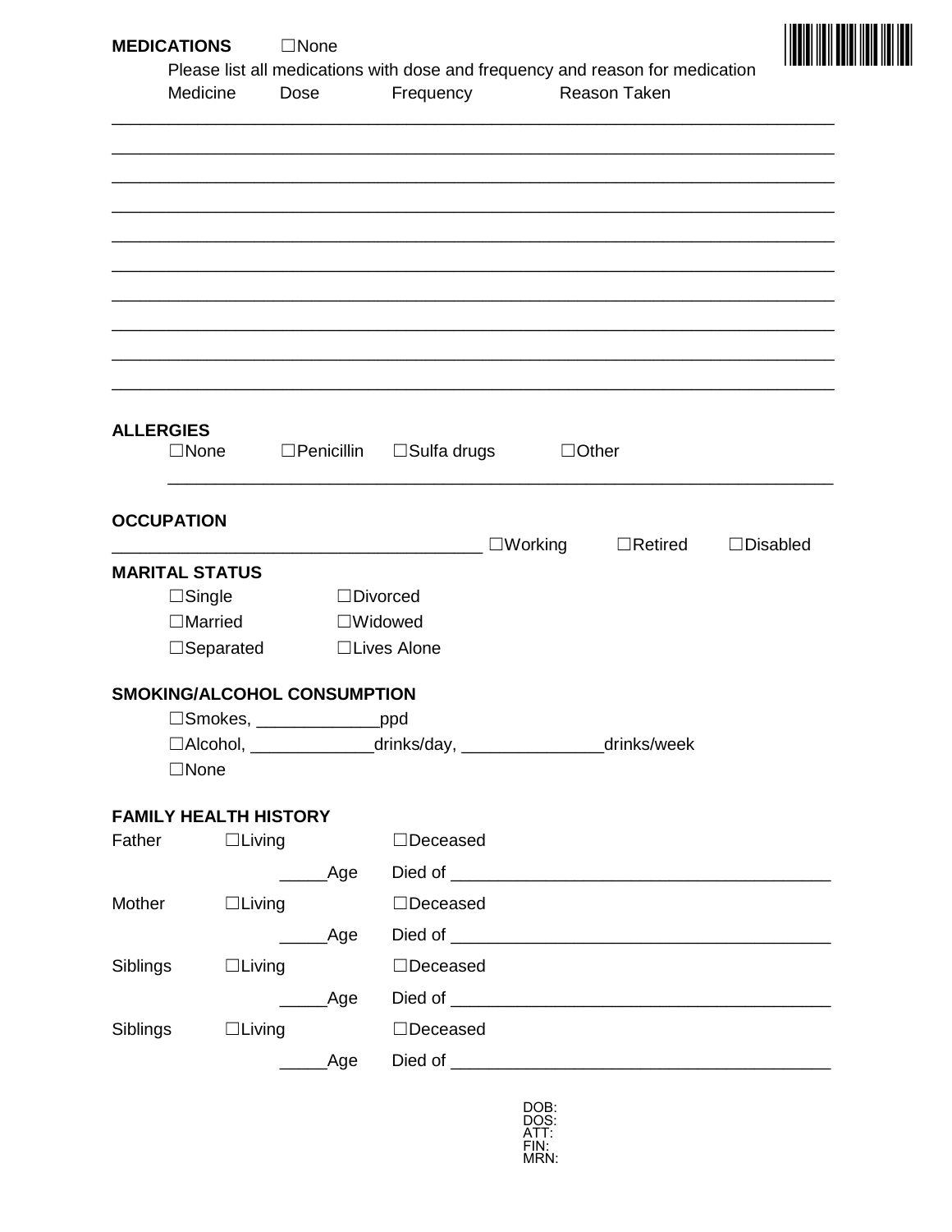**MEDICATIONS** ☐None

Please list all medications with dose and frequency and reason for medication

Medicine Dose Frequency Reason Taken

\_\_\_\_\_\_\_\_\_\_\_\_\_\_\_\_\_\_\_\_\_\_\_\_\_\_\_\_\_\_\_\_\_\_\_\_\_\_\_\_\_\_\_\_\_\_\_\_\_\_\_\_\_\_\_\_\_\_\_\_\_\_\_\_\_\_\_\_\_\_

\_\_\_\_\_\_\_\_\_\_\_\_\_\_\_\_\_\_\_\_\_\_\_\_\_\_\_\_\_\_\_\_\_\_\_\_\_\_\_\_\_\_\_\_\_\_\_\_\_\_\_\_\_\_\_\_\_\_\_\_\_\_\_\_\_\_\_\_\_\_

\_\_\_\_\_\_\_\_\_\_\_\_\_\_\_\_\_\_\_\_\_\_\_\_\_\_\_\_\_\_\_\_\_\_\_\_\_\_\_\_\_\_\_\_\_\_\_\_\_\_\_\_\_\_\_\_\_\_\_\_\_\_\_\_\_\_\_\_\_\_

\_\_\_\_\_\_\_\_\_\_\_\_\_\_\_\_\_\_\_\_\_\_\_\_\_\_\_\_\_\_\_\_\_\_\_\_\_\_\_\_\_\_\_\_\_\_\_\_\_\_\_\_\_\_\_\_\_\_\_\_\_\_\_\_\_\_\_\_\_\_

\_\_\_\_\_\_\_\_\_\_\_\_\_\_\_\_\_\_\_\_\_\_\_\_\_\_\_\_\_\_\_\_\_\_\_\_\_\_\_\_\_\_\_\_\_\_\_\_\_\_\_\_\_\_\_\_\_\_\_\_\_\_\_\_\_\_\_\_\_\_

\_\_\_\_\_\_\_\_\_\_\_\_\_\_\_\_\_\_\_\_\_\_\_\_\_\_\_\_\_\_\_\_\_\_\_\_\_\_\_\_\_\_\_\_\_\_\_\_\_\_\_\_\_\_\_\_\_\_\_\_\_\_\_\_\_\_\_\_\_\_

\_\_\_\_\_\_\_\_\_\_\_\_\_\_\_\_\_\_\_\_\_\_\_\_\_\_\_\_\_\_\_\_\_\_\_\_\_\_\_\_\_\_\_\_\_\_\_\_\_\_\_\_\_\_\_\_\_\_\_\_\_\_\_\_\_\_\_\_\_\_

\_\_\_\_\_\_\_\_\_\_\_\_\_\_\_\_\_\_\_\_\_\_\_\_\_\_\_\_\_\_\_\_\_\_\_\_\_\_\_\_\_\_\_\_\_\_\_\_\_\_\_\_\_\_\_\_\_\_\_\_\_\_\_\_\_\_\_\_\_\_

\_\_\_\_\_\_\_\_\_\_\_\_\_\_\_\_\_\_\_\_\_\_\_\_\_\_\_\_\_\_\_\_\_\_\_\_\_\_\_\_\_\_\_\_\_\_\_\_\_\_\_\_\_\_\_\_\_\_\_\_\_\_\_\_\_\_\_\_\_\_

\_\_\_\_\_\_\_\_\_\_\_\_\_\_\_\_\_\_\_\_\_\_\_\_\_\_\_\_\_\_\_\_\_\_\_\_\_\_\_\_\_\_\_\_\_\_\_\_\_\_\_\_\_\_\_\_\_\_\_\_\_\_\_\_\_\_\_\_\_\_

**ALLERGIES**

☐None ☐Penicillin ☐Sulfa drugs ☐Other

\_\_\_\_\_\_\_\_\_\_\_\_\_\_\_\_\_\_\_\_\_\_\_\_\_\_\_\_\_\_\_\_\_\_\_\_\_\_\_\_\_\_\_\_\_\_\_\_\_\_\_\_\_\_\_\_\_\_\_\_\_\_\_\_\_\_\_

**OCCUPATION**

\_\_\_\_\_\_\_\_\_\_\_\_\_\_\_\_\_\_\_\_\_\_\_\_\_\_\_\_\_\_\_\_\_\_\_\_\_\_\_ ☐Working ☐Retired ☐Disabled

**MARITAL STATUS**

☐Single ☐Divorced

☐Married ☐Widowed

☐Separated ☐Lives Alone

**SMOKING/ALCOHOL CONSUMPTION**

☐Smokes, \_\_\_\_\_\_\_\_\_\_\_\_\_ppd

☐Alcohol, \_\_\_\_\_\_\_\_\_\_\_\_\_drinks/day, \_\_\_\_\_\_\_\_\_\_\_\_\_\_\_drinks/week

☐None

**FAMILY HEALTH HISTORY**

Father ☐Living ☐Deceased

\_\_\_\_\_Age Died of \_\_\_\_\_\_\_\_\_\_\_\_\_\_\_\_\_\_\_\_\_\_\_\_\_\_\_\_\_\_\_\_\_\_\_\_\_\_\_\_

Mother ☐Living ☐Deceased

\_\_\_\_\_Age Died of \_\_\_\_\_\_\_\_\_\_\_\_\_\_\_\_\_\_\_\_\_\_\_\_\_\_\_\_\_\_\_\_\_\_\_\_\_\_\_\_

Siblings ☐Living ☐Deceased

\_\_\_\_\_Age Died of \_\_\_\_\_\_\_\_\_\_\_\_\_\_\_\_\_\_\_\_\_\_\_\_\_\_\_\_\_\_\_\_\_\_\_\_\_\_\_\_

Siblings ☐Living ☐Deceased

\_\_\_\_\_Age Died of \_\_\_\_\_\_\_\_\_\_\_\_\_\_\_\_\_\_\_\_\_\_\_\_\_\_\_\_\_\_\_\_\_\_\_\_\_\_\_\_

DOB:
DOS:
ATT:
FIN:
MRN: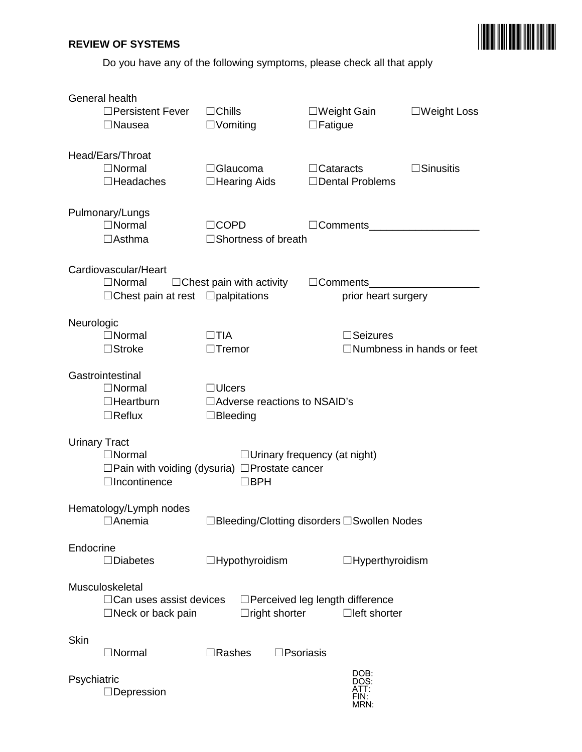## REVIEW OF SYSTEMS

Do you have any of the following symptoms, please check all that apply

**General health**

☐Persistent Fever ☐Chills ☐Weight Gain ☐Weight Loss
☐Nausea ☐Vomiting ☐Fatigue

**Head/Ears/Throat**

☐Normal ☐Glaucoma ☐Cataracts ☐Sinusitis
☐Headaches ☐Hearing Aids ☐Dental Problems

**Pulmonary/Lungs**

☐Normal ☐COPD ☐Comments___________________
☐Asthma ☐Shortness of breath

**Cardiovascular/Heart**

☐Normal ☐Chest pain with activity ☐Comments___________________
☐Chest pain at rest ☐palpitations prior heart surgery

**Neurologic**

☐Normal ☐TIA ☐Seizures
☐Stroke ☐Tremor ☐Numbness in hands or feet

**Gastrointestinal**

☐Normal ☐Ulcers
☐Heartburn ☐Adverse reactions to NSAID's
☐Reflux ☐Bleeding

**Urinary Tract**

☐Normal ☐Urinary frequency (at night)
☐Pain with voiding (dysuria) ☐Prostate cancer
☐Incontinence ☐BPH

**Hematology/Lymph nodes**

☐Anemia ☐Bleeding/Clotting disorders ☐Swollen Nodes

**Endocrine**

☐Diabetes ☐Hypothyroidism ☐Hyperthyroidism

**Musculoskeletal**

☐Can uses assist devices ☐Perceived leg length difference
☐Neck or back pain ☐right shorter ☐left shorter

**Skin**

☐Normal ☐Rashes ☐Psoriasis

**Psychiatric**

☐Depression

DOB:
DOS:
ATT:
FIN:
MRN: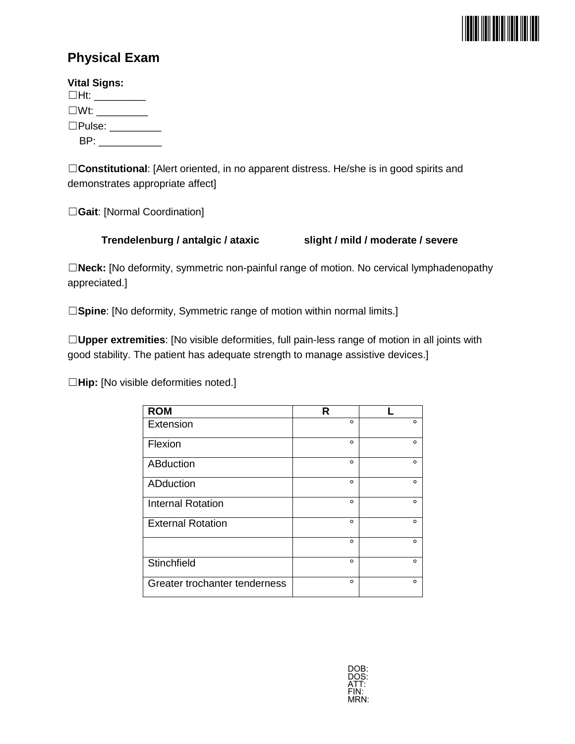## Physical Exam

**Vital Signs:**

☐Ht: _________

☐Wt: _________

☐Pulse: _________

BP: ___________

☐**Constitutional**: [Alert oriented, in no apparent distress. He/she is in good spirits and demonstrates appropriate affect]

☐**Gait**: [Normal Coordination]

**Trendelenburg / antalgic / ataxic** **slight / mild / moderate / severe**

☐**Neck:** [No deformity, symmetric non-painful range of motion. No cervical lymphadenopathy appreciated.]

☐**Spine**: [No deformity, Symmetric range of motion within normal limits.]

☐**Upper extremities**: [No visible deformities, full pain-less range of motion in all joints with good stability. The patient has adequate strength to manage assistive devices.]

☐**Hip:** [No visible deformities noted.]

| **ROM** | **R** | **L** |
|---|---|---|
| Extension | ° | ° |
| Flexion | ° | ° |
| ABduction | ° | ° |
| ADduction | ° | ° |
| Internal Rotation | ° | ° |
| External Rotation | ° | ° |
| | ° | ° |
| Stinchfield | ° | ° |
| Greater trochanter tenderness | ° | ° |

DOB:
DOS:
ATT:
FIN:
MRN: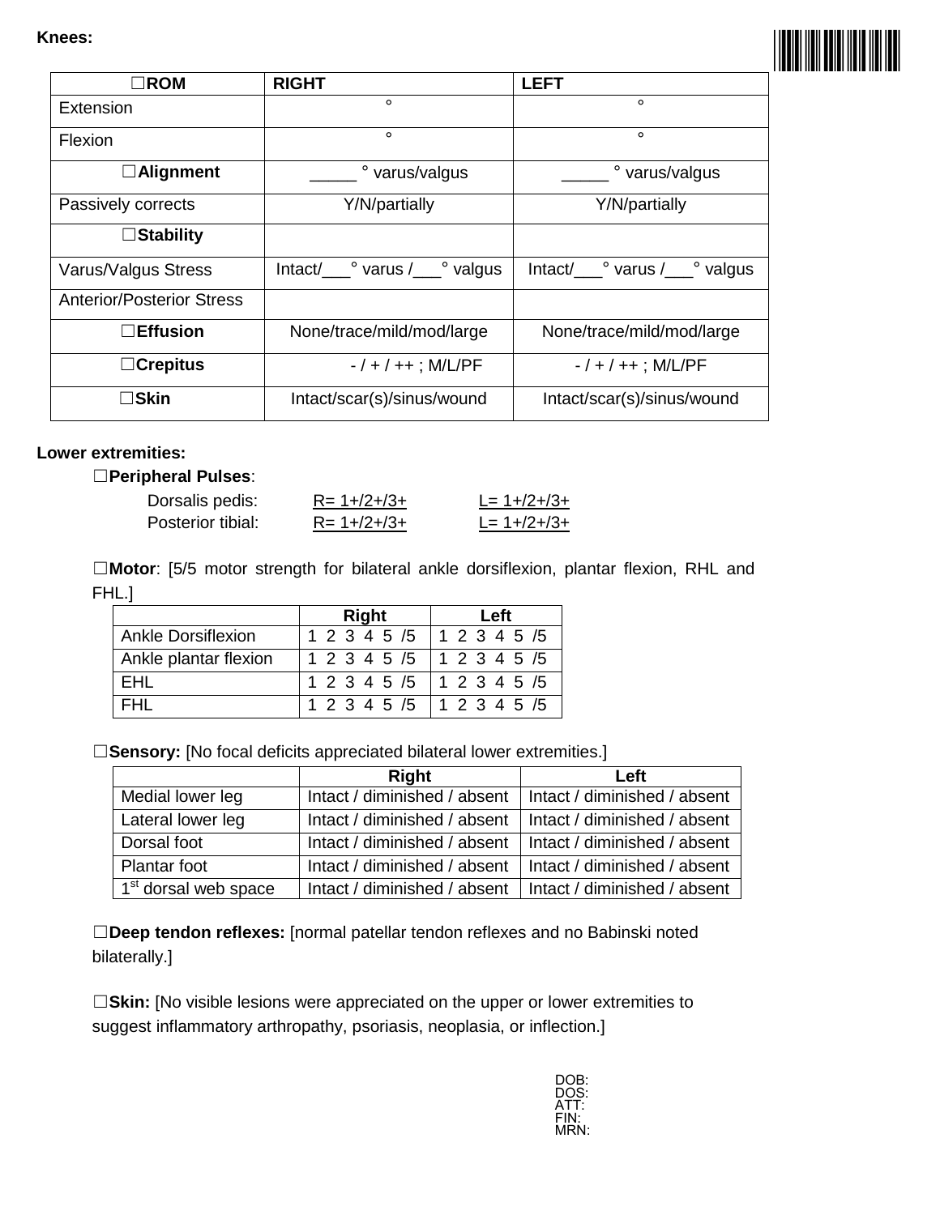**Knees:**

| ☐**ROM** | **RIGHT** | **LEFT** |
|---|---|---|
| Extension | ° | ° |
| Flexion | ° | ° |
| ☐**Alignment** | _____ ° varus/valgus | _____ ° varus/valgus |
| Passively corrects | Y/N/partially | Y/N/partially |
| ☐**Stability** | | |
| Varus/Valgus Stress | Intact/___° varus /___° valgus | Intact/___° varus /___° valgus |
| Anterior/Posterior Stress | | |
| ☐**Effusion** | None/trace/mild/mod/large | None/trace/mild/mod/large |
| ☐**Crepitus** | - / + / ++ ; M/L/PF | - / + / ++ ; M/L/PF |
| ☐**Skin** | Intact/scar(s)/sinus/wound | Intact/scar(s)/sinus/wound |

**Lower extremities:**

☐**Peripheral Pulses**:

Dorsalis pedis: R= 1+/2+/3+ L= 1+/2+/3+

Posterior tibial: R= 1+/2+/3+ L= 1+/2+/3+

☐**Motor**: [5/5 motor strength for bilateral ankle dorsiflexion, plantar flexion, RHL and FHL.]

| | Right | Left |
|---|---|---|
| Ankle Dorsiflexion | 1 2 3 4 5 /5 | 1 2 3 4 5 /5 |
| Ankle plantar flexion | 1 2 3 4 5 /5 | 1 2 3 4 5 /5 |
| EHL | 1 2 3 4 5 /5 | 1 2 3 4 5 /5 |
| FHL | 1 2 3 4 5 /5 | 1 2 3 4 5 /5 |

☐**Sensory:** [No focal deficits appreciated bilateral lower extremities.]

| | Right | Left |
|---|---|---|
| Medial lower leg | Intact / diminished / absent | Intact / diminished / absent |
| Lateral lower leg | Intact / diminished / absent | Intact / diminished / absent |
| Dorsal foot | Intact / diminished / absent | Intact / diminished / absent |
| Plantar foot | Intact / diminished / absent | Intact / diminished / absent |
| 1st dorsal web space | Intact / diminished / absent | Intact / diminished / absent |

☐**Deep tendon reflexes:** [normal patellar tendon reflexes and no Babinski noted bilaterally.]

☐**Skin:** [No visible lesions were appreciated on the upper or lower extremities to suggest inflammatory arthropathy, psoriasis, neoplasia, or inflection.]

DOB:
DOS:
ATT:
FIN:
MRN: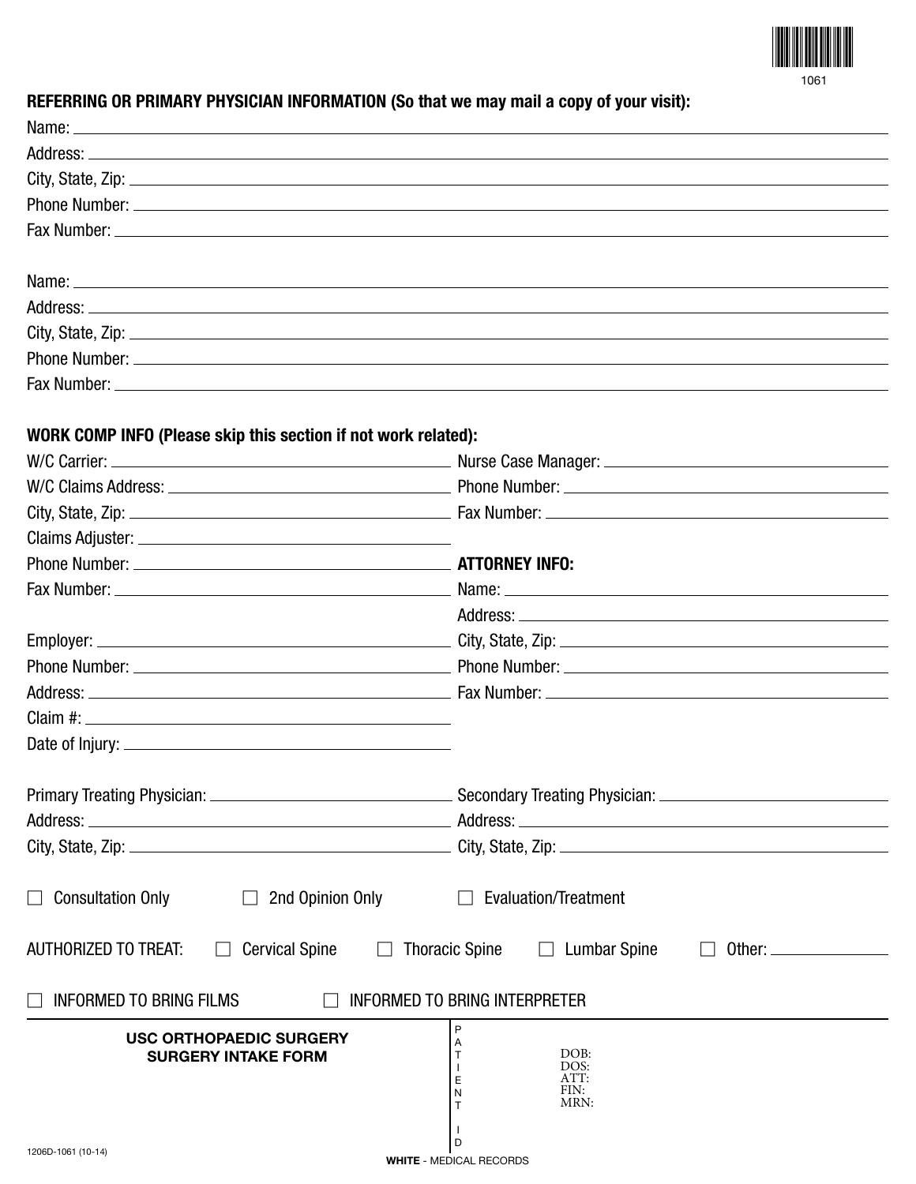1061

**REFERRING OR PRIMARY PHYSICIAN INFORMATION (So that we may mail a copy of your visit):**

Name: 

Address: 

City, State, Zip: 

Phone Number: 

Fax Number: 

Name: 

Address: 

City, State, Zip: 

Phone Number: 

Fax Number: 

**WORK COMP INFO (Please skip this section if not work related):**

W/C Carrier: 

W/C Claims Address: 

City, State, Zip: 

Claims Adjuster: 

Phone Number: 

Fax Number: 

Employer: 

Phone Number: 

Address: 

Claim #: 

Date of Injury: 

Nurse Case Manager: 

Phone Number: 

Fax Number: 

**ATTORNEY INFO:**

Name: 

Address: 

City, State, Zip: 

Phone Number: 

Fax Number: 

Primary Treating Physician: 

Address: 

City, State, Zip: 

Secondary Treating Physician: 

Address: 

City, State, Zip: 

☐ Consultation Only ☐ 2nd Opinion Only ☐ Evaluation/Treatment

AUTHORIZED TO TREAT: ☐ Cervical Spine ☐ Thoracic Spine ☐ Lumbar Spine ☐ Other: 

☐ INFORMED TO BRING FILMS ☐ INFORMED TO BRING INTERPRETER

**USC ORTHOPAEDIC SURGERY**
**SURGERY INTAKE FORM**

PATIENT ID

DOB:
DOS:
ATT:
FIN:
MRN:

1206D-1061 (10-14)

**WHITE** - MEDICAL RECORDS